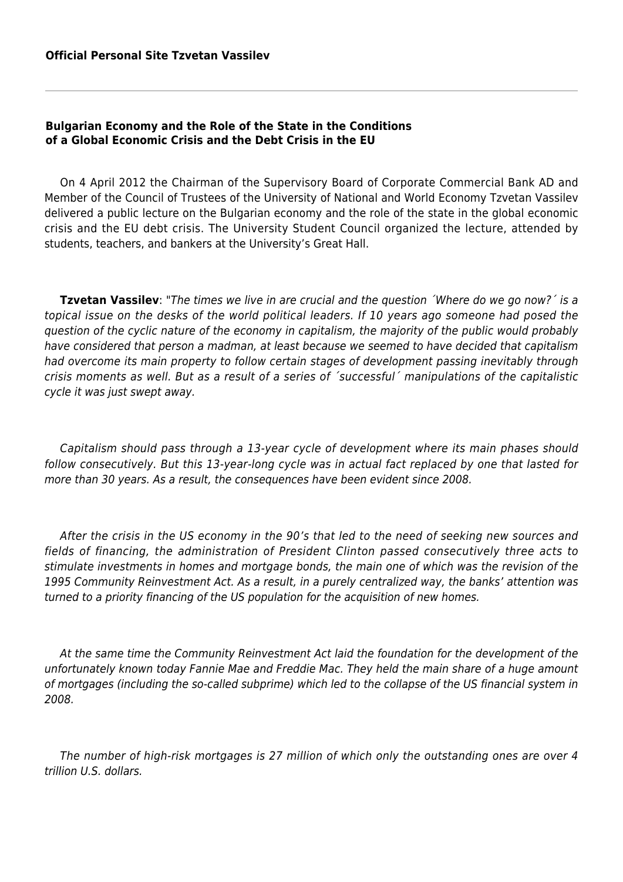**Official Personal Site Tzvetan Vassilev**

---

## Bulgarian Economy and the Role of the State in the Conditions of a Global Economic Crisis and the Debt Crisis in the EU

On 4 April 2012 the Chairman of the Supervisory Board of Corporate Commercial Bank AD and Member of the Council of Trustees of the University of National and World Economy Tzvetan Vassilev delivered a public lecture on the Bulgarian economy and the role of the state in the global economic crisis and the EU debt crisis. The University Student Council organized the lecture, attended by students, teachers, and bankers at the University's Great Hall.

**Tzvetan Vassilev**: "*The times we live in are crucial and the question ´Where do we go now?´ is a topical issue on the desks of the world political leaders. If 10 years ago someone had posed the question of the cyclic nature of the economy in capitalism, the majority of the public would probably have considered that person a madman, at least because we seemed to have decided that capitalism had overcome its main property to follow certain stages of development passing inevitably through crisis moments as well. But as a result of a series of ´successful´ manipulations of the capitalistic cycle it was just swept away.*

*Capitalism should pass through a 13-year cycle of development where its main phases should follow consecutively. But this 13-year-long cycle was in actual fact replaced by one that lasted for more than 30 years. As a result, the consequences have been evident since 2008.*

*After the crisis in the US economy in the 90's that led to the need of seeking new sources and fields of financing, the administration of President Clinton passed consecutively three acts to stimulate investments in homes and mortgage bonds, the main one of which was the revision of the 1995 Community Reinvestment Act. As a result, in a purely centralized way, the banks' attention was turned to a priority financing of the US population for the acquisition of new homes.*

*At the same time the Community Reinvestment Act laid the foundation for the development of the unfortunately known today Fannie Mae and Freddie Mac. They held the main share of a huge amount of mortgages (including the so-called subprime) which led to the collapse of the US financial system in 2008.*

*The number of high-risk mortgages is 27 million of which only the outstanding ones are over 4 trillion U.S. dollars.*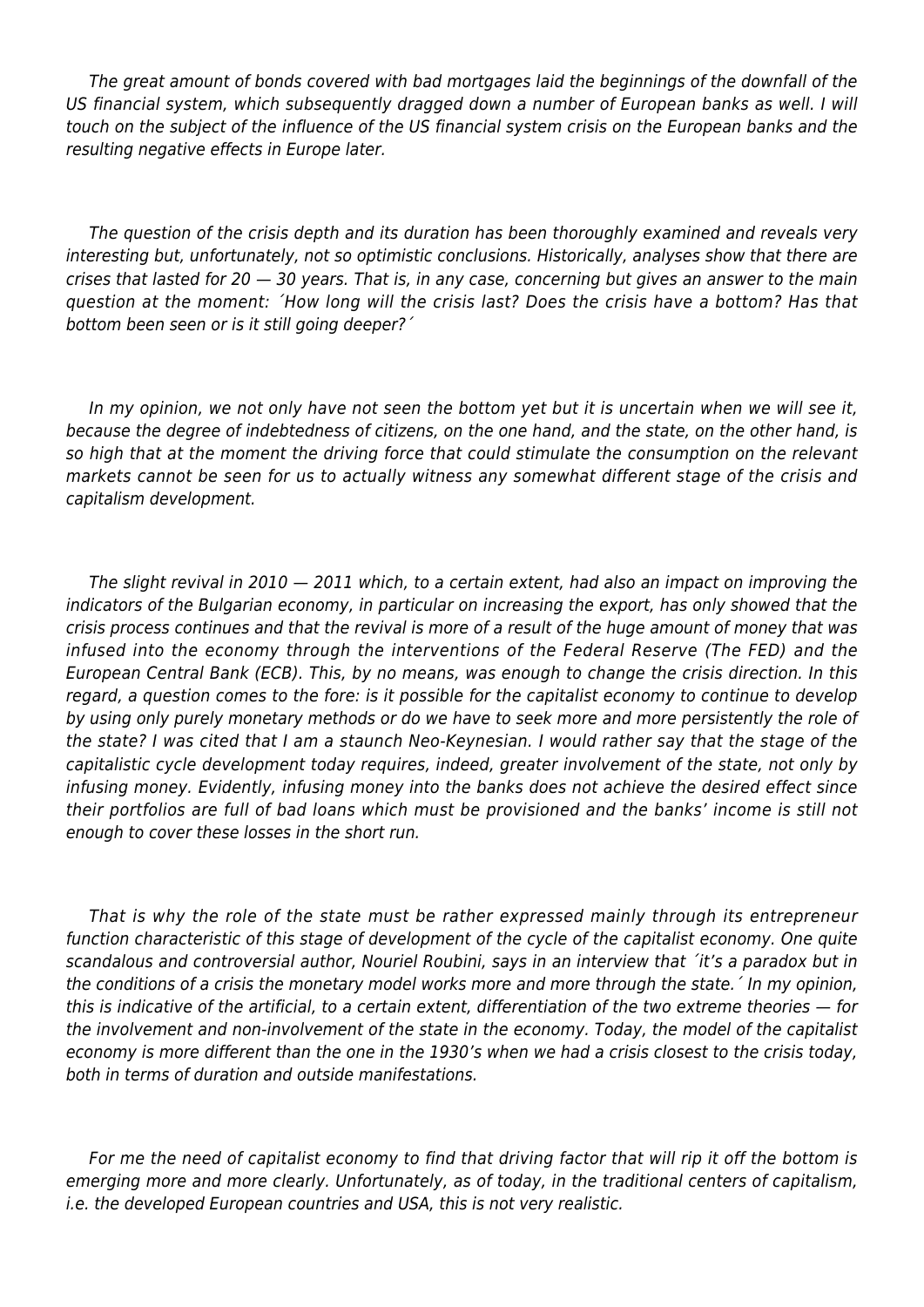*The great amount of bonds covered with bad mortgages laid the beginnings of the downfall of the US financial system, which subsequently dragged down a number of European banks as well. I will touch on the subject of the influence of the US financial system crisis on the European banks and the resulting negative effects in Europe later.*

*The question of the crisis depth and its duration has been thoroughly examined and reveals very interesting but, unfortunately, not so optimistic conclusions. Historically, analyses show that there are crises that lasted for 20 — 30 years. That is, in any case, concerning but gives an answer to the main question at the moment: ´How long will the crisis last? Does the crisis have a bottom? Has that bottom been seen or is it still going deeper?´*

*In my opinion, we not only have not seen the bottom yet but it is uncertain when we will see it, because the degree of indebtedness of citizens, on the one hand, and the state, on the other hand, is so high that at the moment the driving force that could stimulate the consumption on the relevant markets cannot be seen for us to actually witness any somewhat different stage of the crisis and capitalism development.*

*The slight revival in 2010 — 2011 which, to a certain extent, had also an impact on improving the indicators of the Bulgarian economy, in particular on increasing the export, has only showed that the crisis process continues and that the revival is more of a result of the huge amount of money that was infused into the economy through the interventions of the Federal Reserve (The FED) and the European Central Bank (ECB). This, by no means, was enough to change the crisis direction. In this regard, a question comes to the fore: is it possible for the capitalist economy to continue to develop by using only purely monetary methods or do we have to seek more and more persistently the role of the state? I was cited that I am a staunch Neo-Keynesian. I would rather say that the stage of the capitalistic cycle development today requires, indeed, greater involvement of the state, not only by infusing money. Evidently, infusing money into the banks does not achieve the desired effect since their portfolios are full of bad loans which must be provisioned and the banks' income is still not enough to cover these losses in the short run.*

*That is why the role of the state must be rather expressed mainly through its entrepreneur function characteristic of this stage of development of the cycle of the capitalist economy. One quite scandalous and controversial author, Nouriel Roubini, says in an interview that ´it's a paradox but in the conditions of a crisis the monetary model works more and more through the state.´ In my opinion, this is indicative of the artificial, to a certain extent, differentiation of the two extreme theories — for the involvement and non-involvement of the state in the economy. Today, the model of the capitalist economy is more different than the one in the 1930's when we had a crisis closest to the crisis today, both in terms of duration and outside manifestations.*

*For me the need of capitalist economy to find that driving factor that will rip it off the bottom is emerging more and more clearly. Unfortunately, as of today, in the traditional centers of capitalism, i.e. the developed European countries and USA, this is not very realistic.*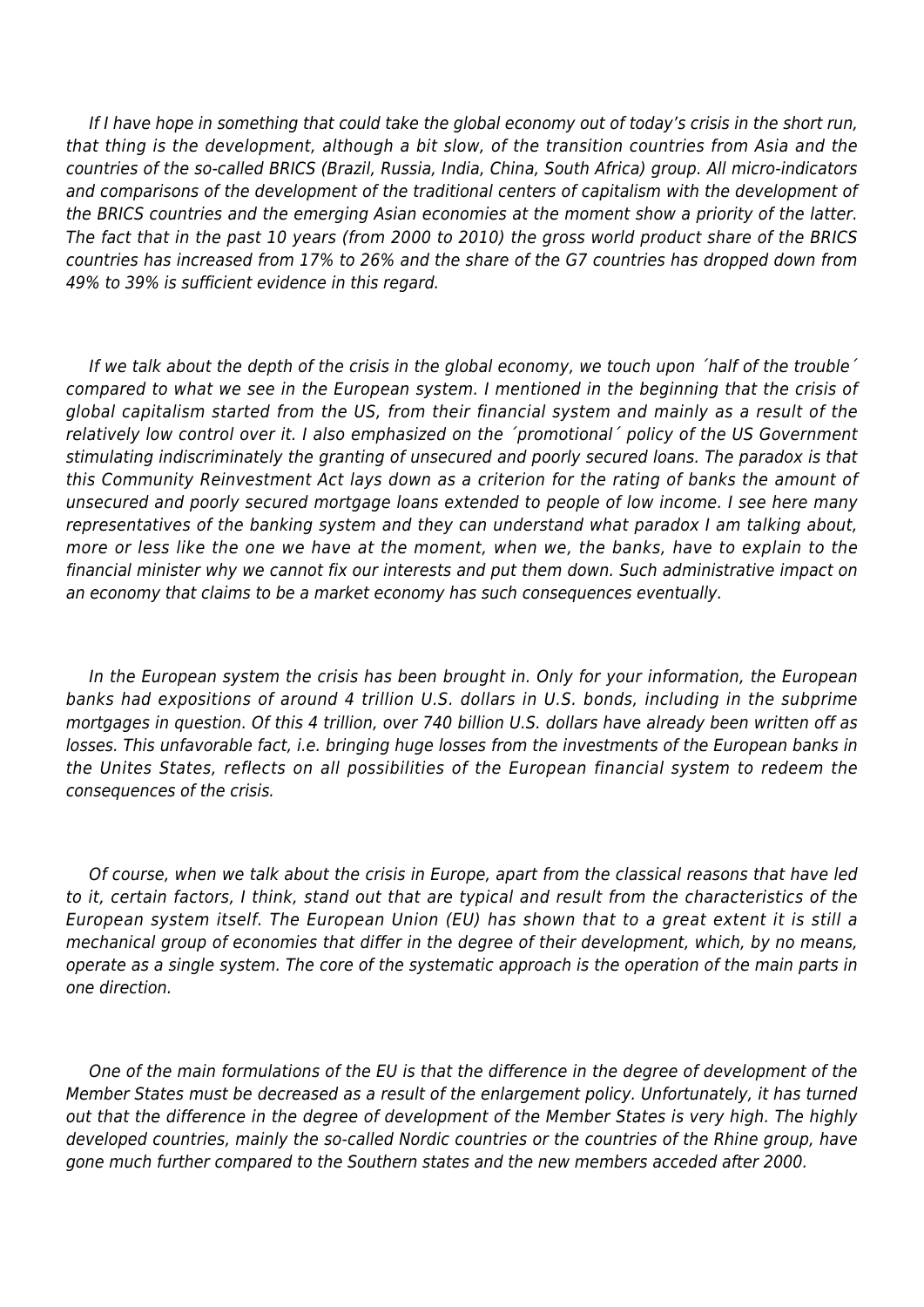*If I have hope in something that could take the global economy out of today's crisis in the short run, that thing is the development, although a bit slow, of the transition countries from Asia and the countries of the so-called BRICS (Brazil, Russia, India, China, South Africa) group. All micro-indicators and comparisons of the development of the traditional centers of capitalism with the development of the BRICS countries and the emerging Asian economies at the moment show a priority of the latter. The fact that in the past 10 years (from 2000 to 2010) the gross world product share of the BRICS countries has increased from 17% to 26% and the share of the G7 countries has dropped down from 49% to 39% is sufficient evidence in this regard.*

*If we talk about the depth of the crisis in the global economy, we touch upon ´half of the trouble´ compared to what we see in the European system. I mentioned in the beginning that the crisis of global capitalism started from the US, from their financial system and mainly as a result of the relatively low control over it. I also emphasized on the ´promotional´ policy of the US Government stimulating indiscriminately the granting of unsecured and poorly secured loans. The paradox is that this Community Reinvestment Act lays down as a criterion for the rating of banks the amount of unsecured and poorly secured mortgage loans extended to people of low income. I see here many representatives of the banking system and they can understand what paradox I am talking about, more or less like the one we have at the moment, when we, the banks, have to explain to the financial minister why we cannot fix our interests and put them down. Such administrative impact on an economy that claims to be a market economy has such consequences eventually.*

*In the European system the crisis has been brought in. Only for your information, the European banks had expositions of around 4 trillion U.S. dollars in U.S. bonds, including in the subprime mortgages in question. Of this 4 trillion, over 740 billion U.S. dollars have already been written off as losses. This unfavorable fact, i.e. bringing huge losses from the investments of the European banks in the Unites States, reflects on all possibilities of the European financial system to redeem the consequences of the crisis.*

*Of course, when we talk about the crisis in Europe, apart from the classical reasons that have led to it, certain factors, I think, stand out that are typical and result from the characteristics of the European system itself. The European Union (EU) has shown that to a great extent it is still a mechanical group of economies that differ in the degree of their development, which, by no means, operate as a single system. The core of the systematic approach is the operation of the main parts in one direction.*

*One of the main formulations of the EU is that the difference in the degree of development of the Member States must be decreased as a result of the enlargement policy. Unfortunately, it has turned out that the difference in the degree of development of the Member States is very high. The highly developed countries, mainly the so-called Nordic countries or the countries of the Rhine group, have gone much further compared to the Southern states and the new members acceded after 2000.*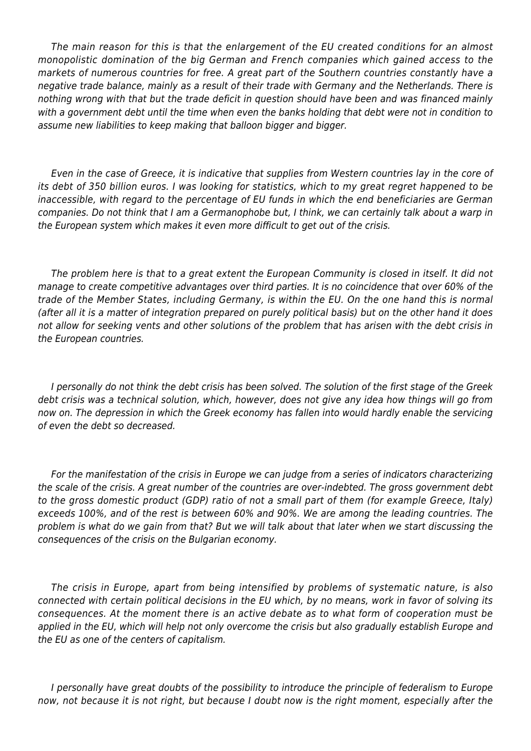*The main reason for this is that the enlargement of the EU created conditions for an almost monopolistic domination of the big German and French companies which gained access to the markets of numerous countries for free. A great part of the Southern countries constantly have a negative trade balance, mainly as a result of their trade with Germany and the Netherlands. There is nothing wrong with that but the trade deficit in question should have been and was financed mainly with a government debt until the time when even the banks holding that debt were not in condition to assume new liabilities to keep making that balloon bigger and bigger.*

*Even in the case of Greece, it is indicative that supplies from Western countries lay in the core of its debt of 350 billion euros. I was looking for statistics, which to my great regret happened to be inaccessible, with regard to the percentage of EU funds in which the end beneficiaries are German companies. Do not think that I am a Germanophobe but, I think, we can certainly talk about a warp in the European system which makes it even more difficult to get out of the crisis.*

*The problem here is that to a great extent the European Community is closed in itself. It did not manage to create competitive advantages over third parties. It is no coincidence that over 60% of the trade of the Member States, including Germany, is within the EU. On the one hand this is normal (after all it is a matter of integration prepared on purely political basis) but on the other hand it does not allow for seeking vents and other solutions of the problem that has arisen with the debt crisis in the European countries.*

*I personally do not think the debt crisis has been solved. The solution of the first stage of the Greek debt crisis was a technical solution, which, however, does not give any idea how things will go from now on. The depression in which the Greek economy has fallen into would hardly enable the servicing of even the debt so decreased.*

*For the manifestation of the crisis in Europe we can judge from a series of indicators characterizing the scale of the crisis. A great number of the countries are over-indebted. The gross government debt to the gross domestic product (GDP) ratio of not a small part of them (for example Greece, Italy) exceeds 100%, and of the rest is between 60% and 90%. We are among the leading countries. The problem is what do we gain from that? But we will talk about that later when we start discussing the consequences of the crisis on the Bulgarian economy.*

*The crisis in Europe, apart from being intensified by problems of systematic nature, is also connected with certain political decisions in the EU which, by no means, work in favor of solving its consequences. At the moment there is an active debate as to what form of cooperation must be applied in the EU, which will help not only overcome the crisis but also gradually establish Europe and the EU as one of the centers of capitalism.*

*I personally have great doubts of the possibility to introduce the principle of federalism to Europe now, not because it is not right, but because I doubt now is the right moment, especially after the*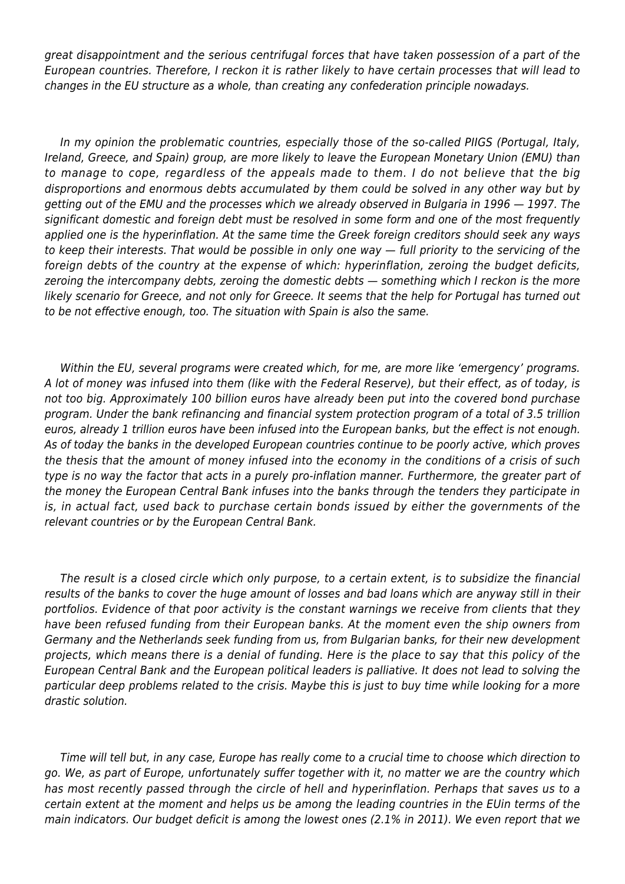*great disappointment and the serious centrifugal forces that have taken possession of a part of the European countries. Therefore, I reckon it is rather likely to have certain processes that will lead to changes in the EU structure as a whole, than creating any confederation principle nowadays.*

*In my opinion the problematic countries, especially those of the so-called PIIGS (Portugal, Italy, Ireland, Greece, and Spain) group, are more likely to leave the European Monetary Union (EMU) than to manage to cope, regardless of the appeals made to them. I do not believe that the big disproportions and enormous debts accumulated by them could be solved in any other way but by getting out of the EMU and the processes which we already observed in Bulgaria in 1996 — 1997. The significant domestic and foreign debt must be resolved in some form and one of the most frequently applied one is the hyperinflation. At the same time the Greek foreign creditors should seek any ways to keep their interests. That would be possible in only one way — full priority to the servicing of the foreign debts of the country at the expense of which: hyperinflation, zeroing the budget deficits, zeroing the intercompany debts, zeroing the domestic debts — something which I reckon is the more likely scenario for Greece, and not only for Greece. It seems that the help for Portugal has turned out to be not effective enough, too. The situation with Spain is also the same.*

*Within the EU, several programs were created which, for me, are more like 'emergency' programs. A lot of money was infused into them (like with the Federal Reserve), but their effect, as of today, is not too big. Approximately 100 billion euros have already been put into the covered bond purchase program. Under the bank refinancing and financial system protection program of a total of 3.5 trillion euros, already 1 trillion euros have been infused into the European banks, but the effect is not enough. As of today the banks in the developed European countries continue to be poorly active, which proves the thesis that the amount of money infused into the economy in the conditions of a crisis of such type is no way the factor that acts in a purely pro-inflation manner. Furthermore, the greater part of the money the European Central Bank infuses into the banks through the tenders they participate in is, in actual fact, used back to purchase certain bonds issued by either the governments of the relevant countries or by the European Central Bank.*

*The result is a closed circle which only purpose, to a certain extent, is to subsidize the financial results of the banks to cover the huge amount of losses and bad loans which are anyway still in their portfolios. Evidence of that poor activity is the constant warnings we receive from clients that they have been refused funding from their European banks. At the moment even the ship owners from Germany and the Netherlands seek funding from us, from Bulgarian banks, for their new development projects, which means there is a denial of funding. Here is the place to say that this policy of the European Central Bank and the European political leaders is palliative. It does not lead to solving the particular deep problems related to the crisis. Maybe this is just to buy time while looking for a more drastic solution.*

*Time will tell but, in any case, Europe has really come to a crucial time to choose which direction to go. We, as part of Europe, unfortunately suffer together with it, no matter we are the country which has most recently passed through the circle of hell and hyperinflation. Perhaps that saves us to a certain extent at the moment and helps us be among the leading countries in the EUin terms of the main indicators. Our budget deficit is among the lowest ones (2.1% in 2011). We even report that we*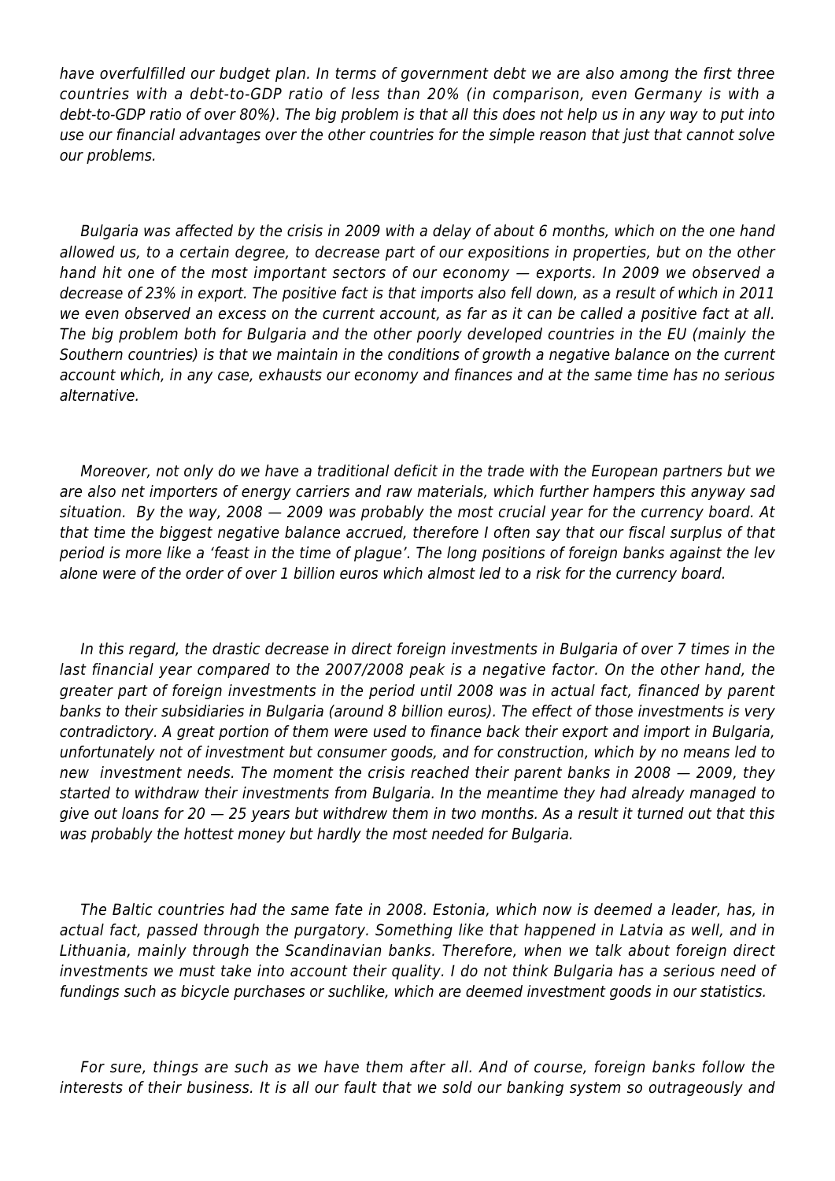*have overfulfilled our budget plan. In terms of government debt we are also among the first three countries with a debt-to-GDP ratio of less than 20% (in comparison, even Germany is with a debt-to-GDP ratio of over 80%). The big problem is that all this does not help us in any way to put into use our financial advantages over the other countries for the simple reason that just that cannot solve our problems.*

*Bulgaria was affected by the crisis in 2009 with a delay of about 6 months, which on the one hand allowed us, to a certain degree, to decrease part of our expositions in properties, but on the other hand hit one of the most important sectors of our economy — exports. In 2009 we observed a decrease of 23% in export. The positive fact is that imports also fell down, as a result of which in 2011 we even observed an excess on the current account, as far as it can be called a positive fact at all. The big problem both for Bulgaria and the other poorly developed countries in the EU (mainly the Southern countries) is that we maintain in the conditions of growth a negative balance on the current account which, in any case, exhausts our economy and finances and at the same time has no serious alternative.*

*Moreover, not only do we have a traditional deficit in the trade with the European partners but we are also net importers of energy carriers and raw materials, which further hampers this anyway sad situation. By the way, 2008 — 2009 was probably the most crucial year for the currency board. At that time the biggest negative balance accrued, therefore I often say that our fiscal surplus of that period is more like a 'feast in the time of plague'. The long positions of foreign banks against the lev alone were of the order of over 1 billion euros which almost led to a risk for the currency board.*

*In this regard, the drastic decrease in direct foreign investments in Bulgaria of over 7 times in the last financial year compared to the 2007/2008 peak is a negative factor. On the other hand, the greater part of foreign investments in the period until 2008 was in actual fact, financed by parent banks to their subsidiaries in Bulgaria (around 8 billion euros). The effect of those investments is very contradictory. A great portion of them were used to finance back their export and import in Bulgaria, unfortunately not of investment but consumer goods, and for construction, which by no means led to new investment needs. The moment the crisis reached their parent banks in 2008 — 2009, they started to withdraw their investments from Bulgaria. In the meantime they had already managed to give out loans for 20 — 25 years but withdrew them in two months. As a result it turned out that this was probably the hottest money but hardly the most needed for Bulgaria.*

*The Baltic countries had the same fate in 2008. Estonia, which now is deemed a leader, has, in actual fact, passed through the purgatory. Something like that happened in Latvia as well, and in Lithuania, mainly through the Scandinavian banks. Therefore, when we talk about foreign direct investments we must take into account their quality. I do not think Bulgaria has a serious need of fundings such as bicycle purchases or suchlike, which are deemed investment goods in our statistics.*

*For sure, things are such as we have them after all. And of course, foreign banks follow the interests of their business. It is all our fault that we sold our banking system so outrageously and*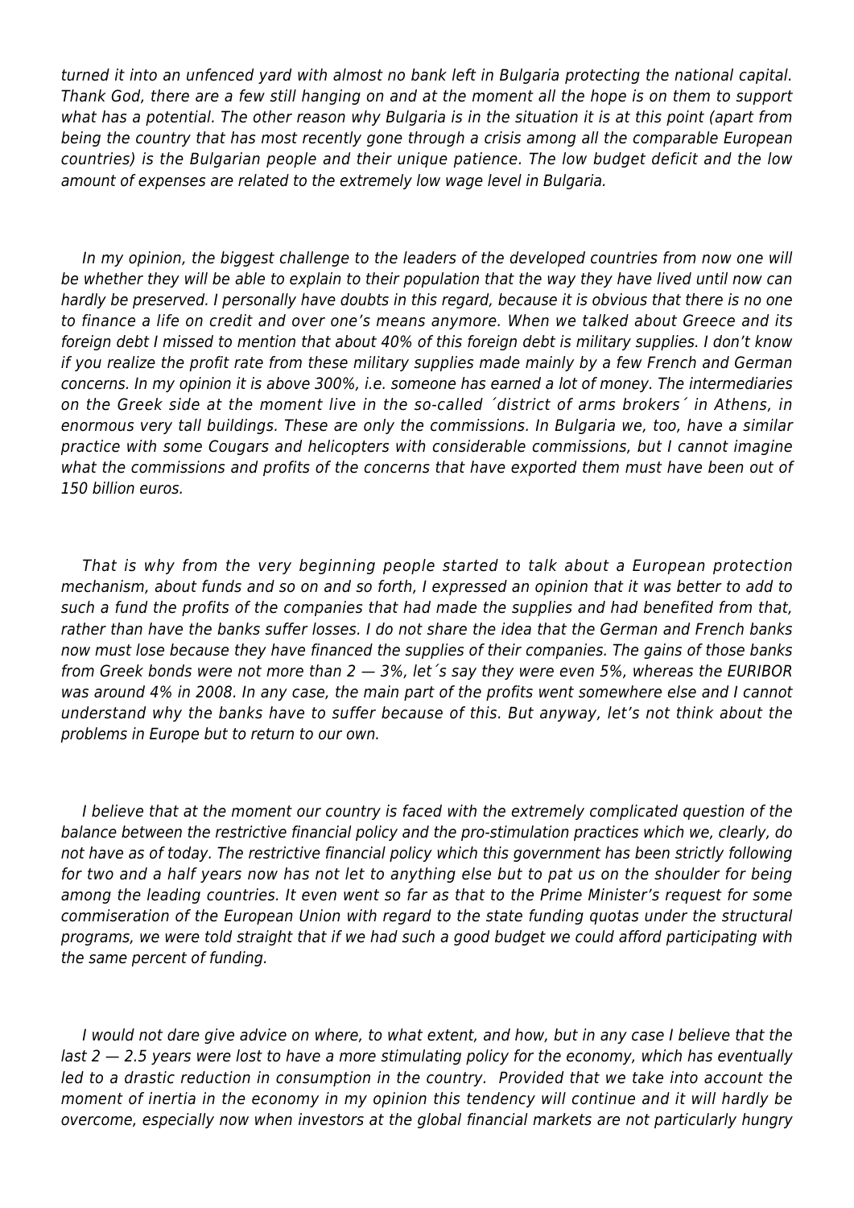*turned it into an unfenced yard with almost no bank left in Bulgaria protecting the national capital. Thank God, there are a few still hanging on and at the moment all the hope is on them to support what has a potential. The other reason why Bulgaria is in the situation it is at this point (apart from being the country that has most recently gone through a crisis among all the comparable European countries) is the Bulgarian people and their unique patience. The low budget deficit and the low amount of expenses are related to the extremely low wage level in Bulgaria.*

*In my opinion, the biggest challenge to the leaders of the developed countries from now one will be whether they will be able to explain to their population that the way they have lived until now can hardly be preserved. I personally have doubts in this regard, because it is obvious that there is no one to finance a life on credit and over one's means anymore. When we talked about Greece and its foreign debt I missed to mention that about 40% of this foreign debt is military supplies. I don't know if you realize the profit rate from these military supplies made mainly by a few French and German concerns. In my opinion it is above 300%, i.e. someone has earned a lot of money. The intermediaries on the Greek side at the moment live in the so-called ´district of arms brokers´ in Athens, in enormous very tall buildings. These are only the commissions. In Bulgaria we, too, have a similar practice with some Cougars and helicopters with considerable commissions, but I cannot imagine what the commissions and profits of the concerns that have exported them must have been out of 150 billion euros.*

*That is why from the very beginning people started to talk about a European protection mechanism, about funds and so on and so forth, I expressed an opinion that it was better to add to such a fund the profits of the companies that had made the supplies and had benefited from that, rather than have the banks suffer losses. I do not share the idea that the German and French banks now must lose because they have financed the supplies of their companies. The gains of those banks from Greek bonds were not more than 2 — 3%, let´s say they were even 5%, whereas the EURIBOR was around 4% in 2008. In any case, the main part of the profits went somewhere else and I cannot understand why the banks have to suffer because of this. But anyway, let's not think about the problems in Europe but to return to our own.*

*I believe that at the moment our country is faced with the extremely complicated question of the balance between the restrictive financial policy and the pro-stimulation practices which we, clearly, do not have as of today. The restrictive financial policy which this government has been strictly following for two and a half years now has not let to anything else but to pat us on the shoulder for being among the leading countries. It even went so far as that to the Prime Minister's request for some commiseration of the European Union with regard to the state funding quotas under the structural programs, we were told straight that if we had such a good budget we could afford participating with the same percent of funding.*

*I would not dare give advice on where, to what extent, and how, but in any case I believe that the last 2 — 2.5 years were lost to have a more stimulating policy for the economy, which has eventually led to a drastic reduction in consumption in the country. Provided that we take into account the moment of inertia in the economy in my opinion this tendency will continue and it will hardly be overcome, especially now when investors at the global financial markets are not particularly hungry*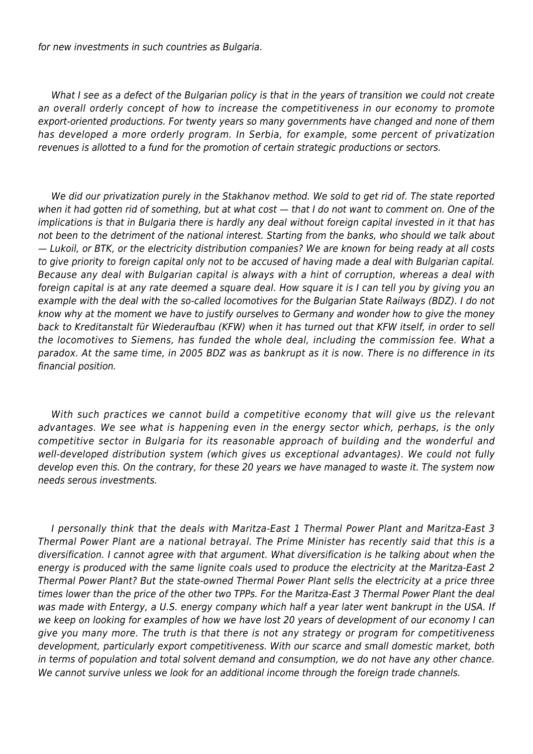*for new investments in such countries as Bulgaria.*

*What I see as a defect of the Bulgarian policy is that in the years of transition we could not create an overall orderly concept of how to increase the competitiveness in our economy to promote export-oriented productions. For twenty years so many governments have changed and none of them has developed a more orderly program. In Serbia, for example, some percent of privatization revenues is allotted to a fund for the promotion of certain strategic productions or sectors.*

*We did our privatization purely in the Stakhanov method. We sold to get rid of. The state reported when it had gotten rid of something, but at what cost — that I do not want to comment on. One of the implications is that in Bulgaria there is hardly any deal without foreign capital invested in it that has not been to the detriment of the national interest. Starting from the banks, who should we talk about — Lukoil, or BTK, or the electricity distribution companies? We are known for being ready at all costs to give priority to foreign capital only not to be accused of having made a deal with Bulgarian capital. Because any deal with Bulgarian capital is always with a hint of corruption, whereas a deal with foreign capital is at any rate deemed a square deal. How square it is I can tell you by giving you an example with the deal with the so-called locomotives for the Bulgarian State Railways (BDZ). I do not know why at the moment we have to justify ourselves to Germany and wonder how to give the money back to Kreditanstalt für Wiederaufbau (KFW) when it has turned out that KFW itself, in order to sell the locomotives to Siemens, has funded the whole deal, including the commission fee. What a paradox. At the same time, in 2005 BDZ was as bankrupt as it is now. There is no difference in its financial position.*

*With such practices we cannot build a competitive economy that will give us the relevant advantages. We see what is happening even in the energy sector which, perhaps, is the only competitive sector in Bulgaria for its reasonable approach of building and the wonderful and well-developed distribution system (which gives us exceptional advantages). We could not fully develop even this. On the contrary, for these 20 years we have managed to waste it. The system now needs serous investments.*

*I personally think that the deals with Maritza-East 1 Thermal Power Plant and Maritza-East 3 Thermal Power Plant are a national betrayal. The Prime Minister has recently said that this is a diversification. I cannot agree with that argument. What diversification is he talking about when the energy is produced with the same lignite coals used to produce the electricity at the Maritza-East 2 Thermal Power Plant? But the state-owned Thermal Power Plant sells the electricity at a price three times lower than the price of the other two TPPs. For the Maritza-East 3 Thermal Power Plant the deal was made with Entergy, a U.S. energy company which half a year later went bankrupt in the USA. If we keep on looking for examples of how we have lost 20 years of development of our economy I can give you many more. The truth is that there is not any strategy or program for competitiveness development, particularly export competitiveness. With our scarce and small domestic market, both in terms of population and total solvent demand and consumption, we do not have any other chance. We cannot survive unless we look for an additional income through the foreign trade channels.*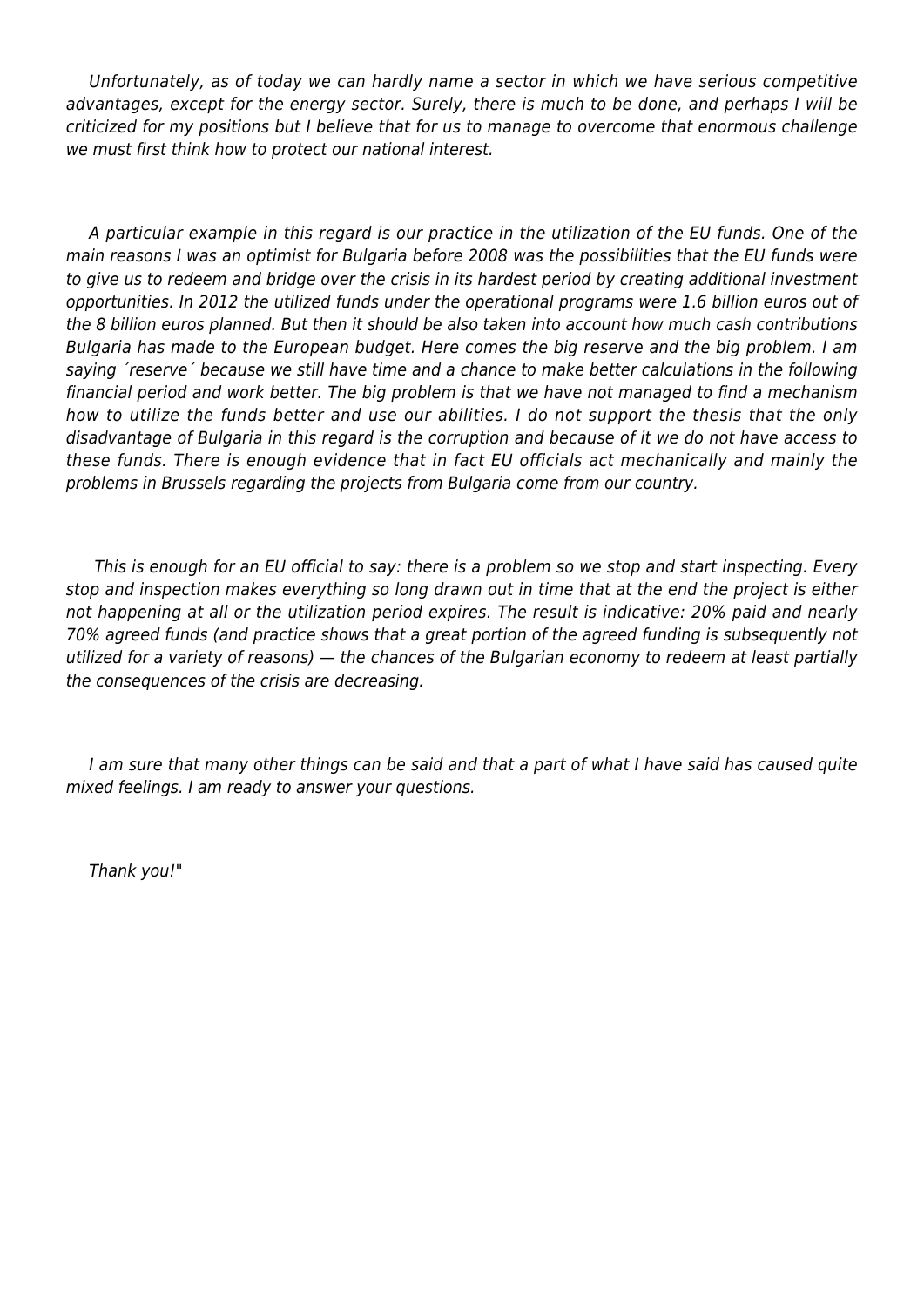*Unfortunately, as of today we can hardly name a sector in which we have serious competitive advantages, except for the energy sector. Surely, there is much to be done, and perhaps I will be criticized for my positions but I believe that for us to manage to overcome that enormous challenge we must first think how to protect our national interest.*

*A particular example in this regard is our practice in the utilization of the EU funds. One of the main reasons I was an optimist for Bulgaria before 2008 was the possibilities that the EU funds were to give us to redeem and bridge over the crisis in its hardest period by creating additional investment opportunities. In 2012 the utilized funds under the operational programs were 1.6 billion euros out of the 8 billion euros planned. But then it should be also taken into account how much cash contributions Bulgaria has made to the European budget. Here comes the big reserve and the big problem. I am saying ´reserve´ because we still have time and a chance to make better calculations in the following financial period and work better. The big problem is that we have not managed to find a mechanism how to utilize the funds better and use our abilities. I do not support the thesis that the only disadvantage of Bulgaria in this regard is the corruption and because of it we do not have access to these funds. There is enough evidence that in fact EU officials act mechanically and mainly the problems in Brussels regarding the projects from Bulgaria come from our country.*

*This is enough for an EU official to say: there is a problem so we stop and start inspecting. Every stop and inspection makes everything so long drawn out in time that at the end the project is either not happening at all or the utilization period expires. The result is indicative: 20% paid and nearly 70% agreed funds (and practice shows that a great portion of the agreed funding is subsequently not utilized for a variety of reasons) — the chances of the Bulgarian economy to redeem at least partially the consequences of the crisis are decreasing.*

*I am sure that many other things can be said and that a part of what I have said has caused quite mixed feelings. I am ready to answer your questions.*

*Thank you!"*